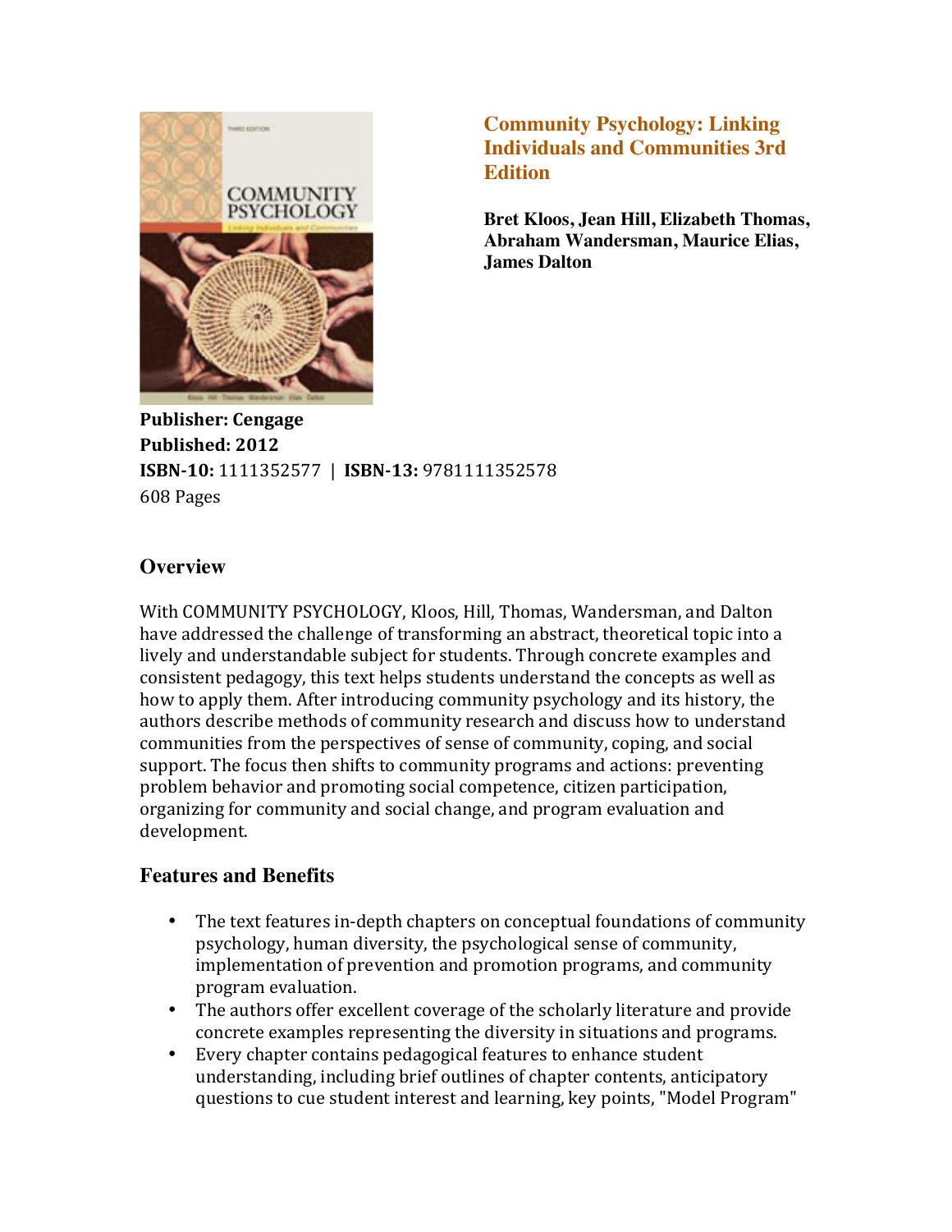# Community Psychology: Linking Individuals and Communities 3rd Edition

**Bret Kloos, Jean Hill, Elizabeth Thomas, Abraham Wandersman, Maurice Elias, James Dalton**

**Publisher: Cengage**
**Published: 2012**
**ISBN-10:** 1111352577 | **ISBN-13:** 9781111352578
608 Pages

## Overview

With COMMUNITY PSYCHOLOGY, Kloos, Hill, Thomas, Wandersman, and Dalton have addressed the challenge of transforming an abstract, theoretical topic into a lively and understandable subject for students. Through concrete examples and consistent pedagogy, this text helps students understand the concepts as well as how to apply them. After introducing community psychology and its history, the authors describe methods of community research and discuss how to understand communities from the perspectives of sense of community, coping, and social support. The focus then shifts to community programs and actions: preventing problem behavior and promoting social competence, citizen participation, organizing for community and social change, and program evaluation and development.

## Features and Benefits

- The text features in-depth chapters on conceptual foundations of community psychology, human diversity, the psychological sense of community, implementation of prevention and promotion programs, and community program evaluation.
- The authors offer excellent coverage of the scholarly literature and provide concrete examples representing the diversity in situations and programs.
- Every chapter contains pedagogical features to enhance student understanding, including brief outlines of chapter contents, anticipatory questions to cue student interest and learning, key points, "Model Program"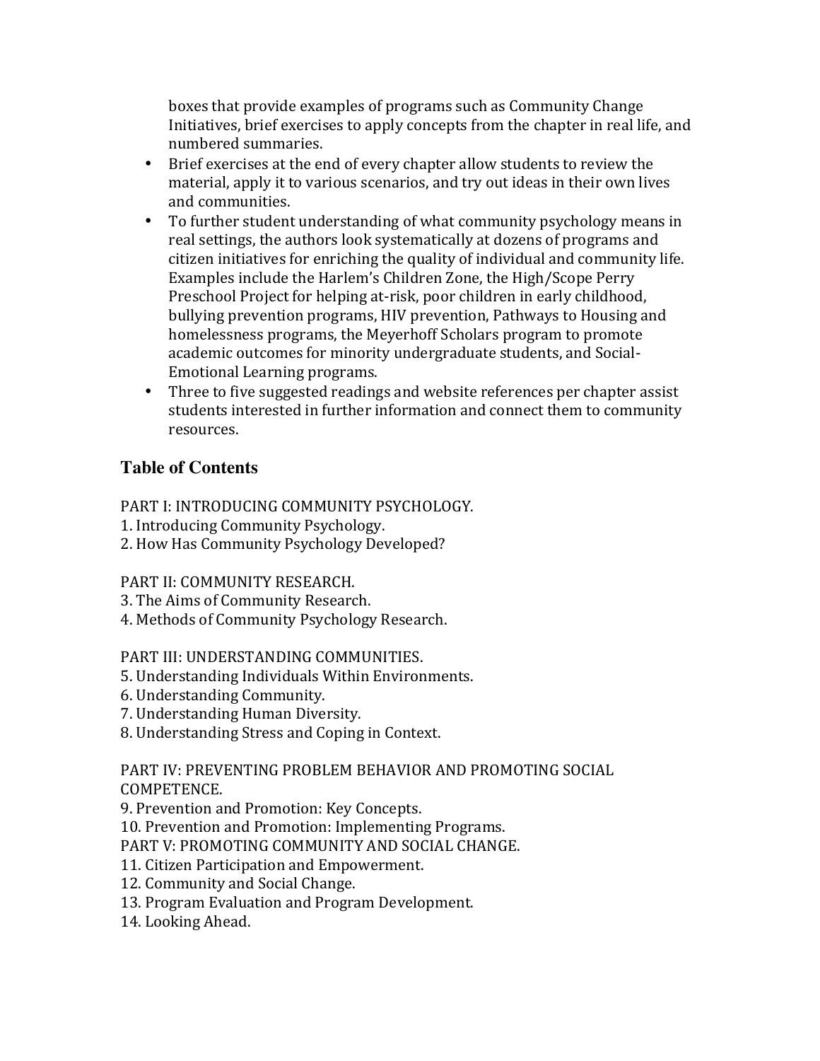boxes that provide examples of programs such as Community Change Initiatives, brief exercises to apply concepts from the chapter in real life, and numbered summaries.

- Brief exercises at the end of every chapter allow students to review the material, apply it to various scenarios, and try out ideas in their own lives and communities.
- To further student understanding of what community psychology means in real settings, the authors look systematically at dozens of programs and citizen initiatives for enriching the quality of individual and community life. Examples include the Harlem's Children Zone, the High/Scope Perry Preschool Project for helping at-risk, poor children in early childhood, bullying prevention programs, HIV prevention, Pathways to Housing and homelessness programs, the Meyerhoff Scholars program to promote academic outcomes for minority undergraduate students, and Social-Emotional Learning programs.
- Three to five suggested readings and website references per chapter assist students interested in further information and connect them to community resources.

## Table of Contents

PART I: INTRODUCING COMMUNITY PSYCHOLOGY.
1. Introducing Community Psychology.
2. How Has Community Psychology Developed?

PART II: COMMUNITY RESEARCH.
3. The Aims of Community Research.
4. Methods of Community Psychology Research.

PART III: UNDERSTANDING COMMUNITIES.
5. Understanding Individuals Within Environments.
6. Understanding Community.
7. Understanding Human Diversity.
8. Understanding Stress and Coping in Context.

PART IV: PREVENTING PROBLEM BEHAVIOR AND PROMOTING SOCIAL COMPETENCE.
9. Prevention and Promotion: Key Concepts.
10. Prevention and Promotion: Implementing Programs.

PART V: PROMOTING COMMUNITY AND SOCIAL CHANGE.
11. Citizen Participation and Empowerment.
12. Community and Social Change.
13. Program Evaluation and Program Development.
14. Looking Ahead.